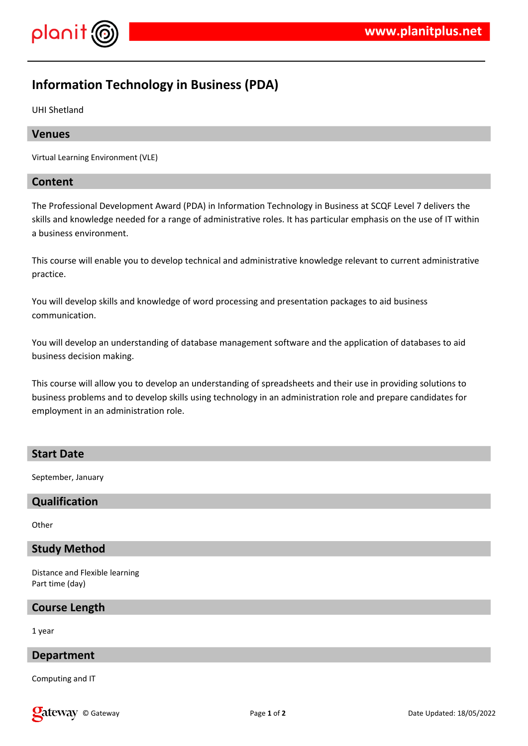# Information Technology in Business (PDA)

UHI Shetland

## Venues

Virtual Learning Environment (VLE)

## Content

The Professional Development Award (PDA) in Information Technology in Business at SCQF Level 7 delivers the skills and knowledge needed for a range of administrative roles. It has particular emphasis on the use of IT within a business environment.

This course will enable you to develop technical and administrative knowledge relevant to current administrative practice.

You will develop skills and knowledge of word processing and presentation packages to aid business communication.

You will develop an understanding of database management software and the application of databases to aid business decision making.

This course will allow you to develop an understanding of spreadsheets and their use in providing solutions to business problems and to develop skills using technology in an administration role and prepare candidates for employment in an administration role.

## Start Date

September, January

## Qualification

Other

## Study Method

Distance and Flexible learning
Part time (day)

## Course Length

1 year

## Department

Computing and IT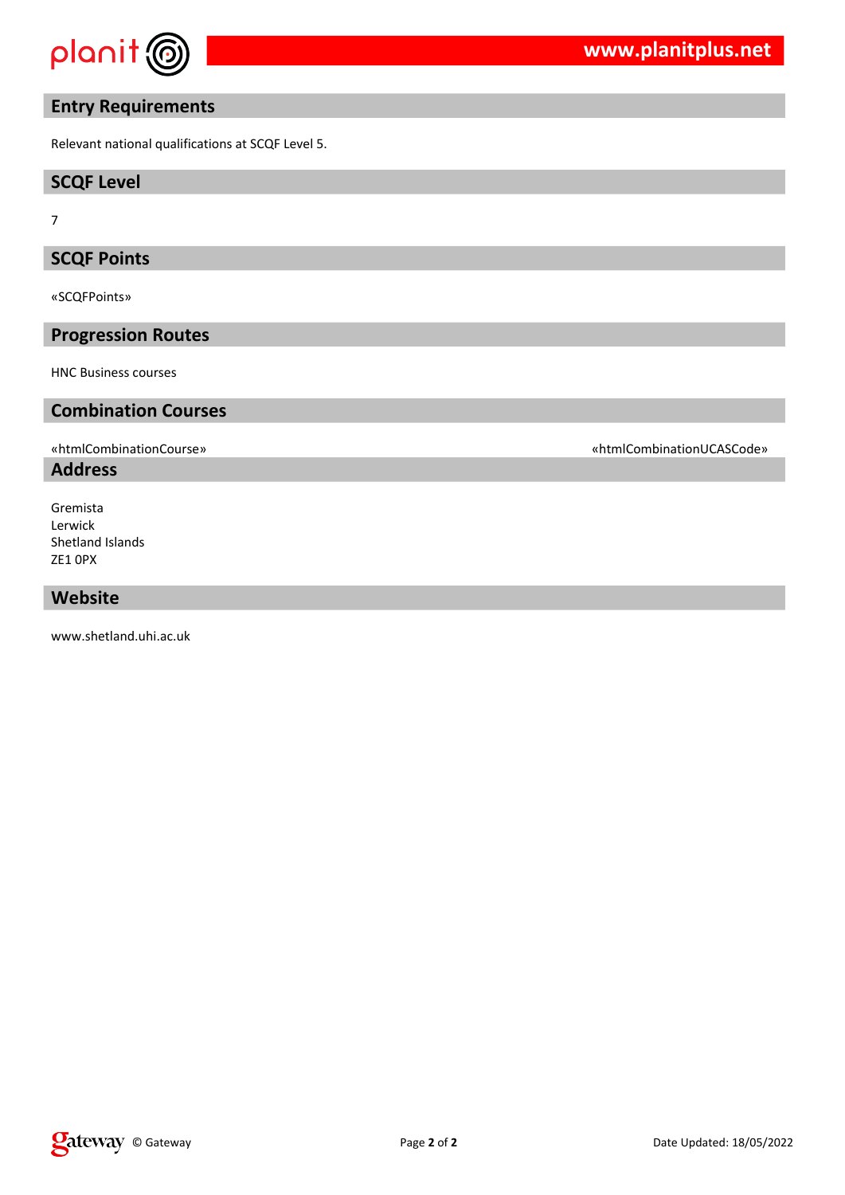## Entry Requirements

Relevant national qualifications at SCQF Level 5.

## SCQF Level

7

## SCQF Points

«SCQFPoints»

## Progression Routes

HNC Business courses

## Combination Courses

«htmlCombinationCourse» «htmlCombinationUCASCode»

## Address

Gremista
Lerwick
Shetland Islands
ZE1 0PX

## Website

www.shetland.uhi.ac.uk